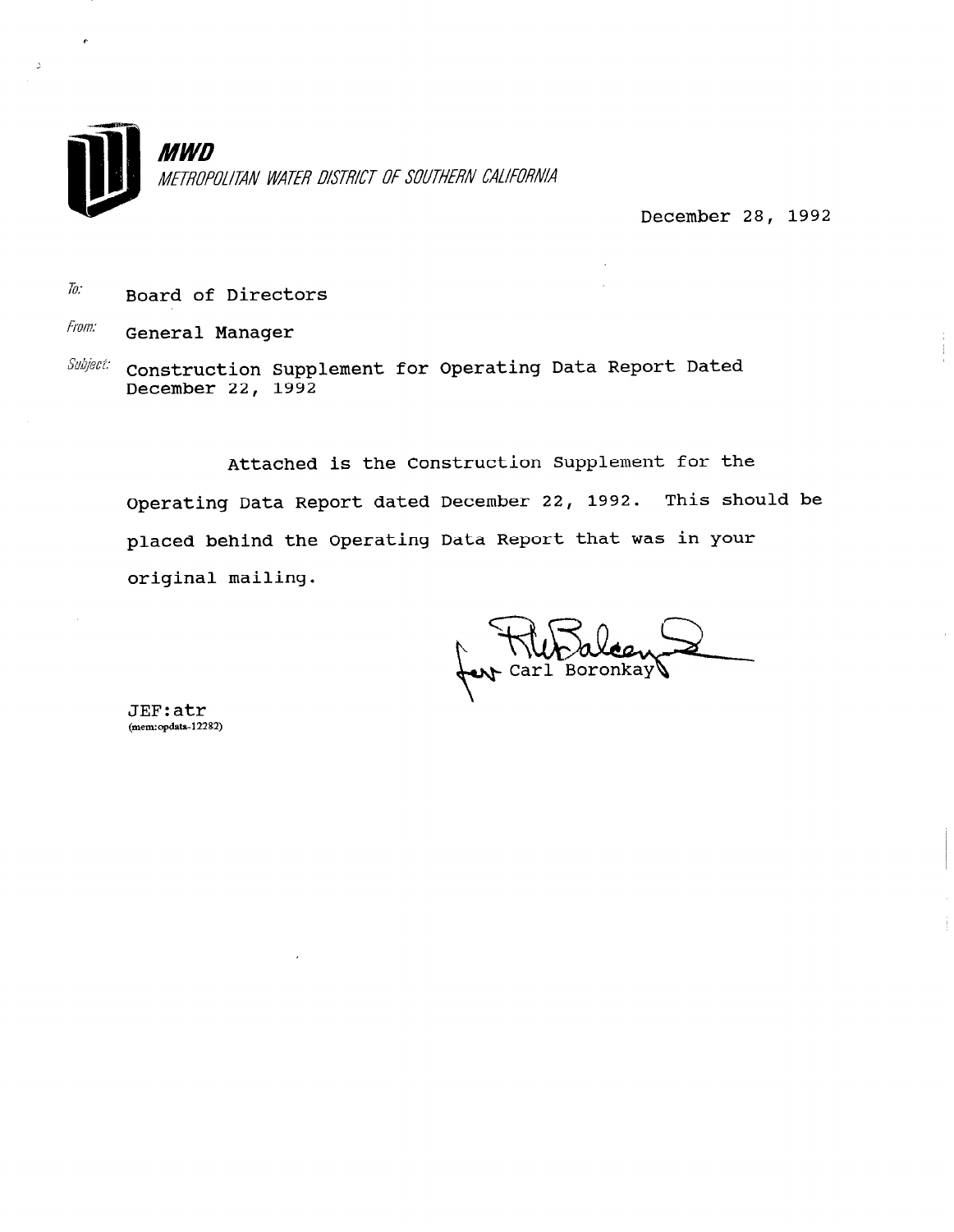**MWD**

*METROPOLITAN WATER DISTRICT OF SOUTHERN CALIFORNIA*

December 28, 1992

*To:* Board of Directors

*From:* General Manager

*Subject:* Construction Supplement for Operating Data Report Dated December 22, 1992

Attached is the Construction Supplement for the Operating Data Report dated December 22, 1992. This should be placed behind the Operating Data Report that was in your original mailing.

for Carl Boronkay

JEF:atr
(mem:opdata-12282)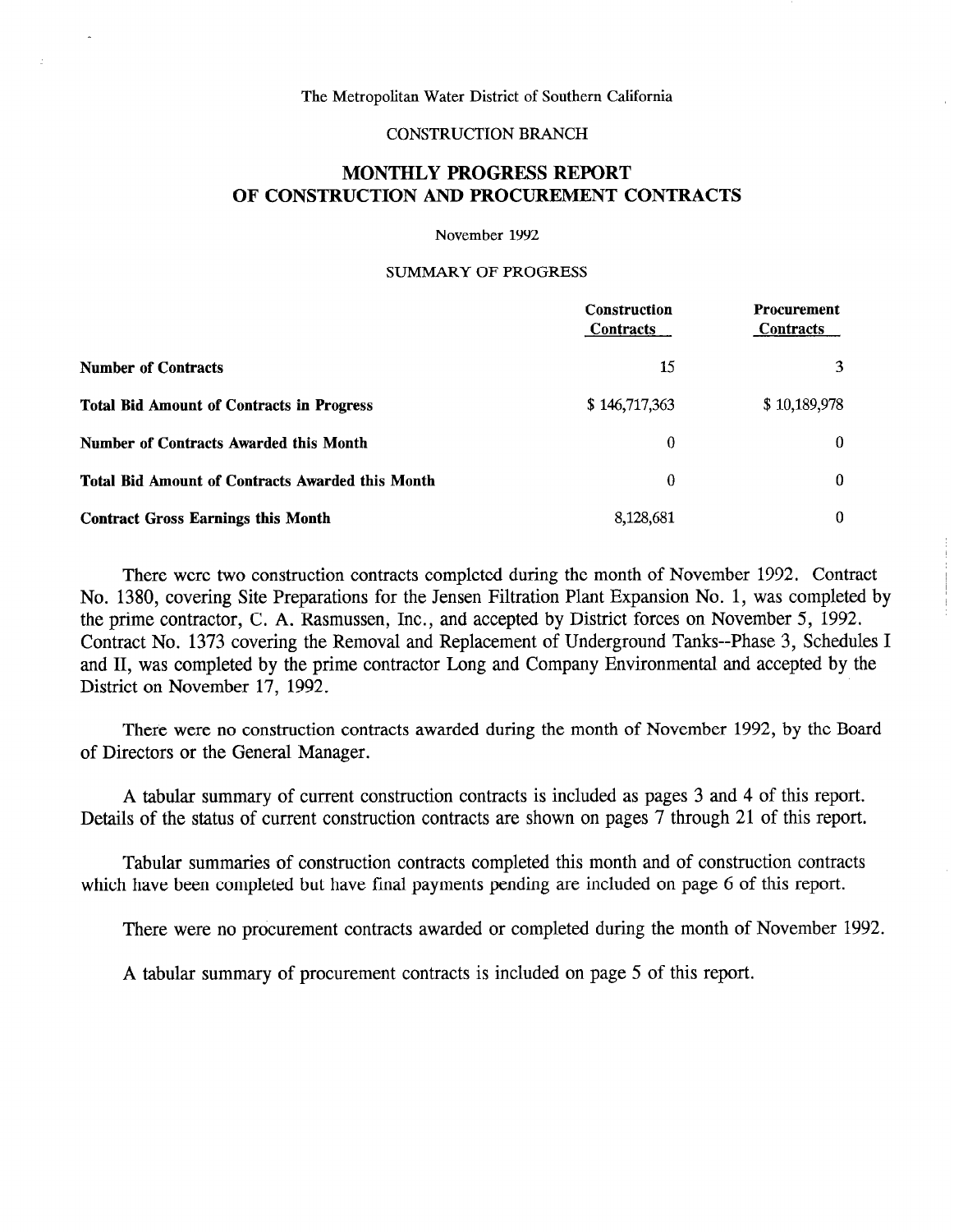The Metropolitan Water District of Southern California

CONSTRUCTION BRANCH

# MONTHLY PROGRESS REPORT OF CONSTRUCTION AND PROCUREMENT CONTRACTS

November 1992

## SUMMARY OF PROGRESS

| | Construction Contracts | Procurement Contracts |
|---|---|---|
| **Number of Contracts** | 15 | 3 |
| **Total Bid Amount of Contracts in Progress** | $ 146,717,363 | $ 10,189,978 |
| **Number of Contracts Awarded this Month** | 0 | 0 |
| **Total Bid Amount of Contracts Awarded this Month** | 0 | 0 |
| **Contract Gross Earnings this Month** | 8,128,681 | 0 |

There were two construction contracts completed during the month of November 1992. Contract No. 1380, covering Site Preparations for the Jensen Filtration Plant Expansion No. 1, was completed by the prime contractor, C. A. Rasmussen, Inc., and accepted by District forces on November 5, 1992. Contract No. 1373 covering the Removal and Replacement of Underground Tanks--Phase 3, Schedules I and II, was completed by the prime contractor Long and Company Environmental and accepted by the District on November 17, 1992.

There were no construction contracts awarded during the month of November 1992, by the Board of Directors or the General Manager.

A tabular summary of current construction contracts is included as pages 3 and 4 of this report. Details of the status of current construction contracts are shown on pages 7 through 21 of this report.

Tabular summaries of construction contracts completed this month and of construction contracts which have been completed but have final payments pending are included on page 6 of this report.

There were no procurement contracts awarded or completed during the month of November 1992.

A tabular summary of procurement contracts is included on page 5 of this report.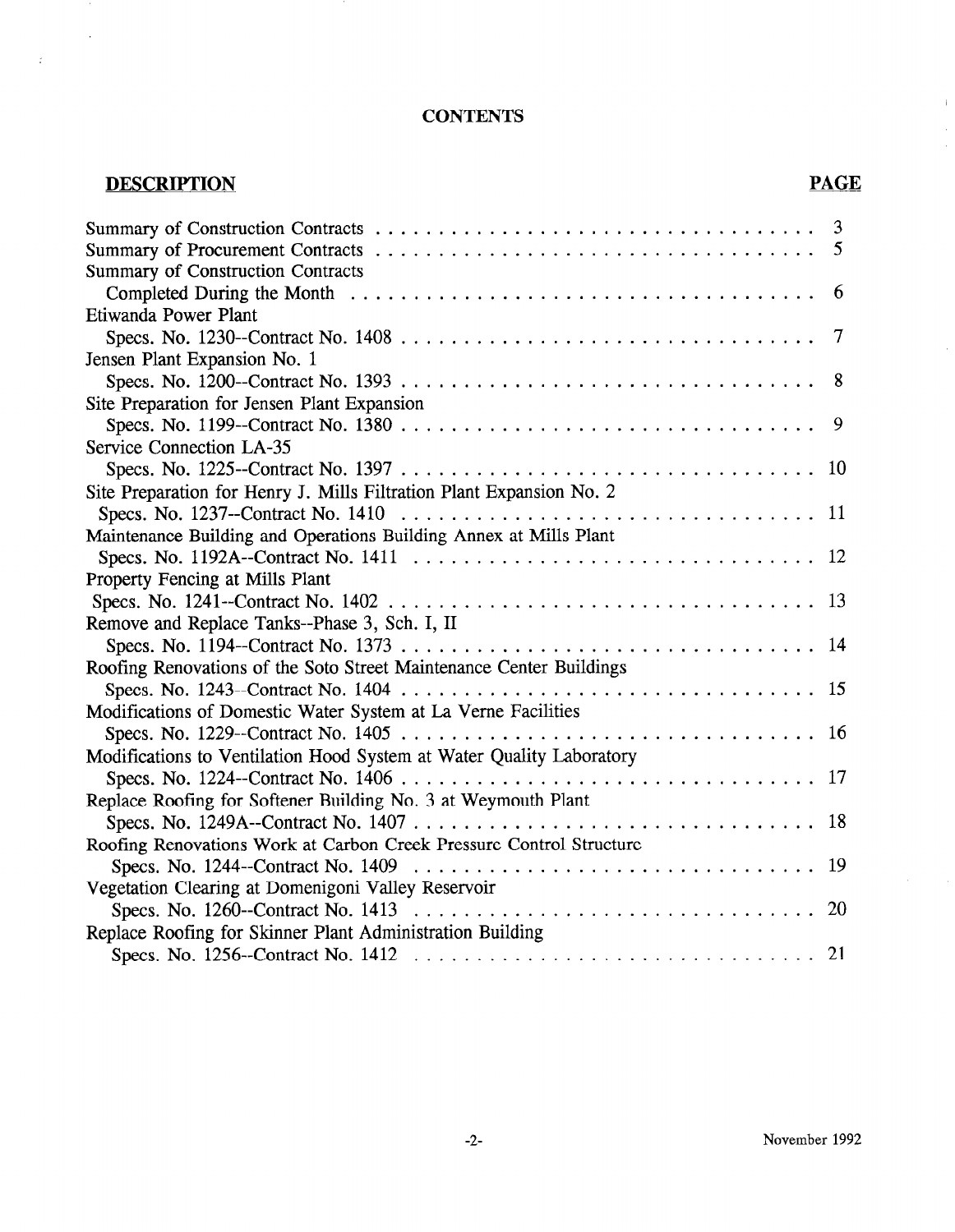# CONTENTS

| DESCRIPTION | PAGE |
| --- | --- |
| Summary of Construction Contracts | 3 |
| Summary of Procurement Contracts | 5 |
| Summary of Construction Contracts Completed During the Month | 6 |
| Etiwanda Power Plant Specs. No. 1230--Contract No. 1408 | 7 |
| Jensen Plant Expansion No. 1 Specs. No. 1200--Contract No. 1393 | 8 |
| Site Preparation for Jensen Plant Expansion Specs. No. 1199--Contract No. 1380 | 9 |
| Service Connection LA-35 Specs. No. 1225--Contract No. 1397 | 10 |
| Site Preparation for Henry J. Mills Filtration Plant Expansion No. 2 Specs. No. 1237--Contract No. 1410 | 11 |
| Maintenance Building and Operations Building Annex at Mills Plant Specs. No. 1192A--Contract No. 1411 | 12 |
| Property Fencing at Mills Plant Specs. No. 1241--Contract No. 1402 | 13 |
| Remove and Replace Tanks--Phase 3, Sch. I, II Specs. No. 1194--Contract No. 1373 | 14 |
| Roofing Renovations of the Soto Street Maintenance Center Buildings Specs. No. 1243--Contract No. 1404 | 15 |
| Modifications of Domestic Water System at La Verne Facilities Specs. No. 1229--Contract No. 1405 | 16 |
| Modifications to Ventilation Hood System at Water Quality Laboratory Specs. No. 1224--Contract No. 1406 | 17 |
| Replace Roofing for Softener Building No. 3 at Weymouth Plant Specs. No. 1249A--Contract No. 1407 | 18 |
| Roofing Renovations Work at Carbon Creek Pressure Control Structure Specs. No. 1244--Contract No. 1409 | 19 |
| Vegetation Clearing at Domenigoni Valley Reservoir Specs. No. 1260--Contract No. 1413 | 20 |
| Replace Roofing for Skinner Plant Administration Building Specs. No. 1256--Contract No. 1412 | 21 |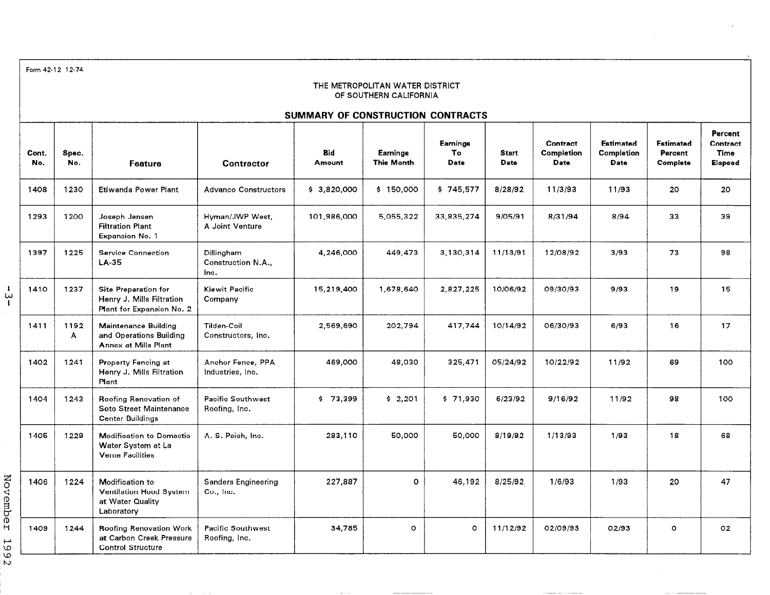Form 42-12 12-74

THE METROPOLITAN WATER DISTRICT
OF SOUTHERN CALIFORNIA

## SUMMARY OF CONSTRUCTION CONTRACTS

| Cont. No. | Spec. No. | Feature | Contractor | Bid Amount | Earnings This Month | Earnings To Date | Start Date | Contract Completion Date | Estimated Completion Date | Estimated Percent Complete | Percent Contract Time Elapsed |
|---|---|---|---|---|---|---|---|---|---|---|---|
| 1408 | 1230 | Etiwanda Power Plant | Advanco Constructors | $ 3,820,000 | $ 150,000 | $ 745,577 | 8/28/92 | 11/3/93 | 11/93 | 20 | 20 |
| 1293 | 1200 | Joseph Jensen Filtration Plant Expansion No. 1 | Hyman/JWP West, A Joint Venture | 101,986,000 | 5,055,322 | 33,835,274 | 9/05/91 | 8/31/94 | 8/94 | 33 | 39 |
| 1397 | 1225 | Service Connection LA-35 | Dillingham Construction N.A., Inc. | 4,246,000 | 449,473 | 3,130,314 | 11/13/91 | 12/08/92 | 3/93 | 73 | 98 |
| 1410 | 1237 | Site Preparation for Henry J. Mills Filtration Plant for Expansion No. 2 | Kiewit Pacific Company | 15,219,400 | 1,678,640 | 2,827,225 | 10/06/92 | 09/30/93 | 9/93 | 19 | 15 |
| 1411 | 1192 A | Maintenance Building and Operations Building Annex at Mills Plant | Tilden-Coil Constructors, Inc. | 2,569,690 | 202,794 | 417,744 | 10/14/92 | 06/30/93 | 6/93 | 16 | 17 |
| 1402 | 1241 | Property Fencing at Henry J. Mills Filtration Plant | Anchor Fence, PPA Industries, Inc. | 469,000 | 48,030 | 325,471 | 05/24/92 | 10/22/92 | 11/92 | 69 | 100 |
| 1404 | 1243 | Roofing Renovation of Soto Street Maintenance Center Buildings | Pacific Southwest Roofing, Inc. | $ 73,399 | $ 2,201 | $ 71,930 | 6/23/92 | 9/16/92 | 11/92 | 98 | 100 |
| 1405 | 1229 | Modification to Domestic Water System at La Verne Facilities | A. S. Peich, Inc. | 283,110 | 50,000 | 50,000 | 8/19/92 | 1/13/93 | 1/93 | 18 | 68 |
| 1406 | 1224 | Modification to Ventilation Hood System at Water Quality Laboratory | Sanders Engineering Co., Inc. | 227,887 | 0 | 46,192 | 8/25/92 | 1/6/93 | 1/93 | 20 | 47 |
| 1409 | 1244 | Roofing Renovation Work at Carbon Creek Pressure Control Structure | Pacific Southwest Roofing, Inc. | 34,785 | 0 | 0 | 11/12/92 | 02/09/93 | 02/93 | 0 | 02 |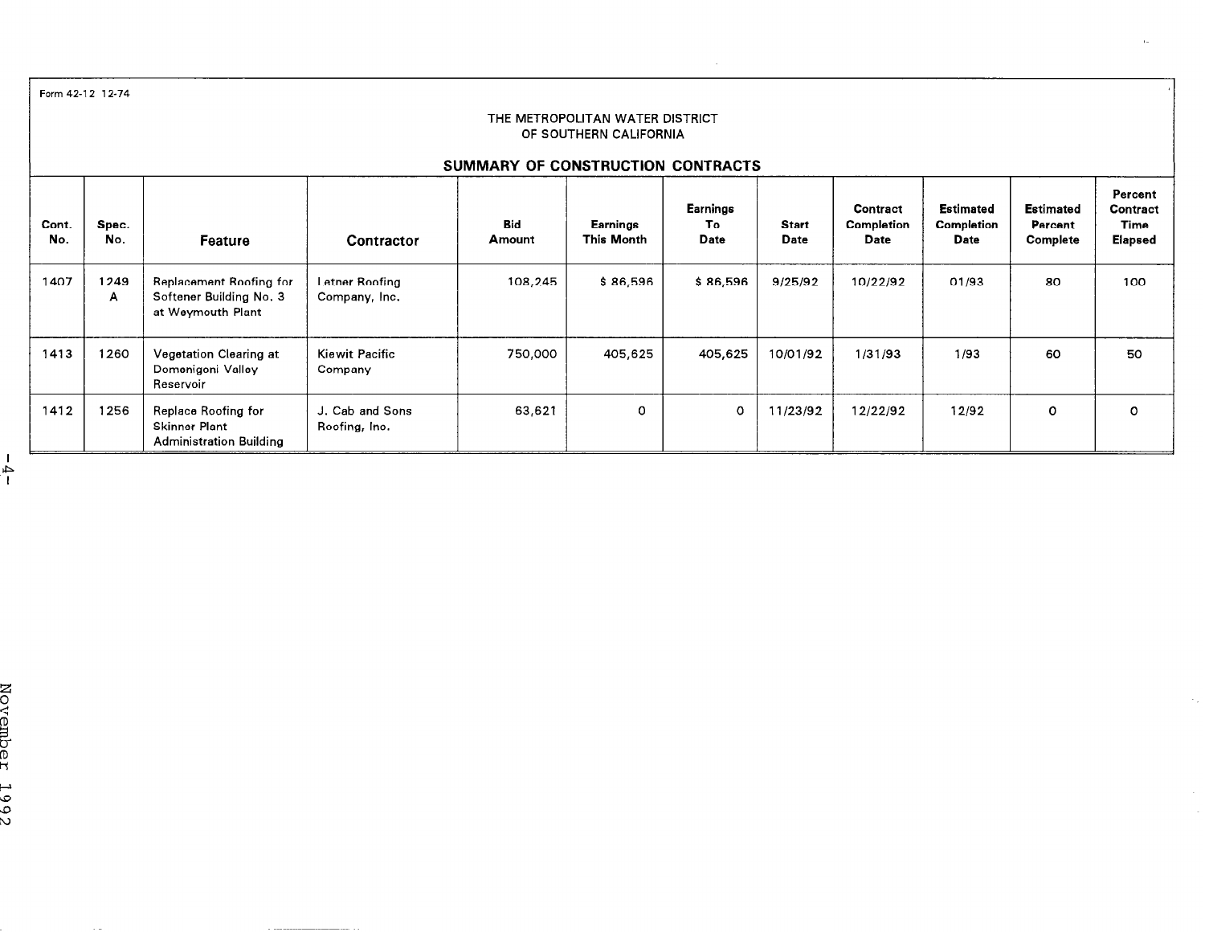Form 42-12 12-74

THE METROPOLITAN WATER DISTRICT
OF SOUTHERN CALIFORNIA

## SUMMARY OF CONSTRUCTION CONTRACTS

| Cont. No. | Spec. No. | Feature | Contractor | Bid Amount | Earnings This Month | Earnings To Date | Start Date | Contract Completion Date | Estimated Completion Date | Estimated Percent Complete | Percent Contract Time Elapsed |
|---|---|---|---|---|---|---|---|---|---|---|---|
| 1407 | 1249 A | Replacement Roofing for Softener Building No. 3 at Weymouth Plant | Letner Roofing Company, Inc. | 108,245 | $ 86,596 | $ 86,596 | 9/25/92 | 10/22/92 | 01/93 | 80 | 100 |
| 1413 | 1260 | Vegetation Clearing at Domenigoni Valley Reservoir | Kiewit Pacific Company | 750,000 | 405,625 | 405,625 | 10/01/92 | 1/31/93 | 1/93 | 60 | 50 |
| 1412 | 1256 | Replace Roofing for Skinner Plant Administration Building | J. Cab and Sons Roofing, Inc. | 63,621 | 0 | 0 | 11/23/92 | 12/22/92 | 12/92 | 0 | 0 |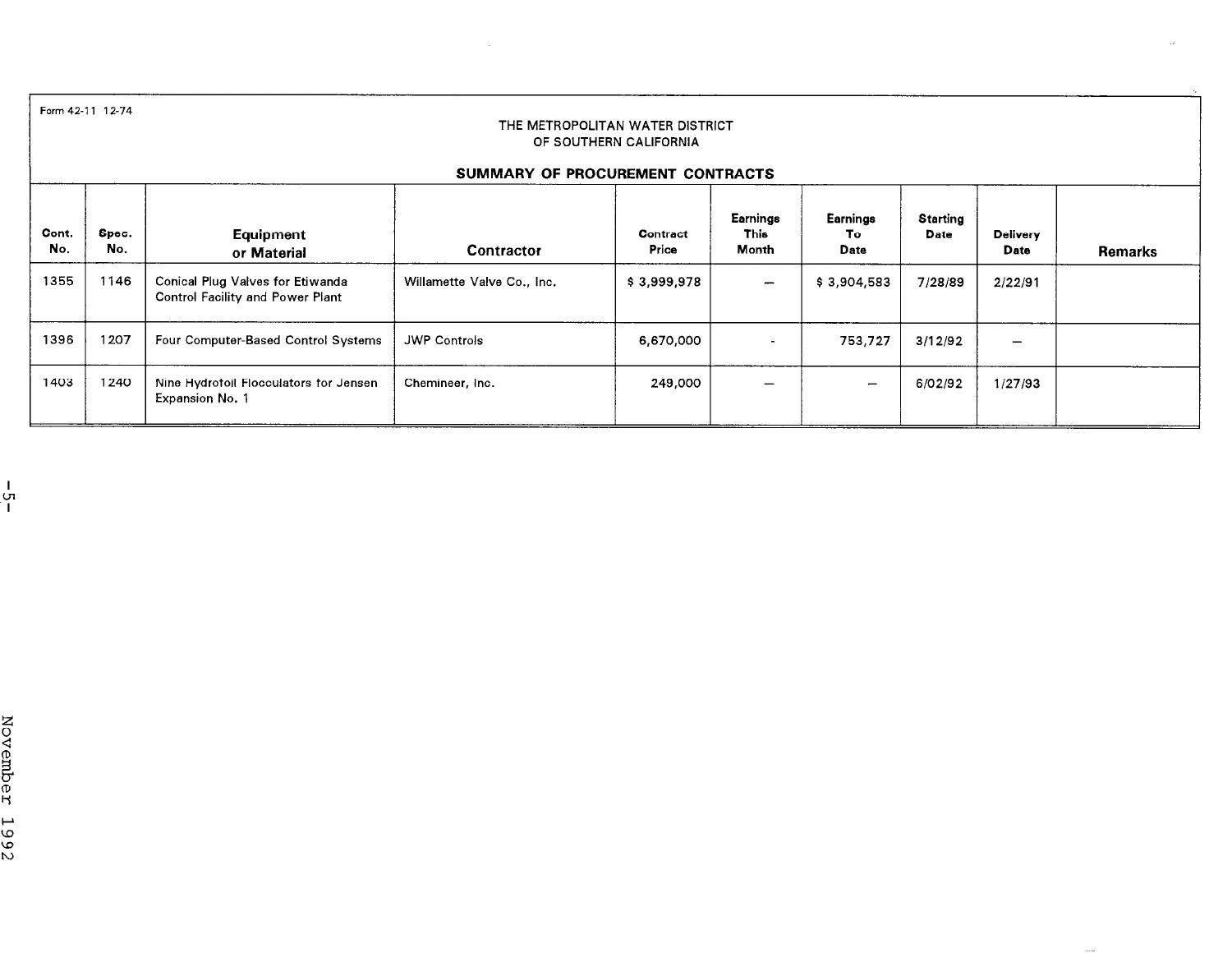Form 42-11 12-74

THE METROPOLITAN WATER DISTRICT
OF SOUTHERN CALIFORNIA

## SUMMARY OF PROCUREMENT CONTRACTS

| Cont. No. | Spec. No. | Equipment or Material | Contractor | Contract Price | Earnings This Month | Earnings To Date | Starting Date | Delivery Date | Remarks |
|---|---|---|---|---|---|---|---|---|---|
| 1355 | 1146 | Conical Plug Valves for Etiwanda Control Facility and Power Plant | Willamette Valve Co., Inc. | $ 3,999,978 | — | $ 3,904,583 | 7/28/89 | 2/22/91 | |
| 1396 | 1207 | Four Computer-Based Control Systems | JWP Controls | 6,670,000 | - | 753,727 | 3/12/92 | — | |
| 1403 | 1240 | Nine Hydrofoil Flocculators for Jensen Expansion No. 1 | Chemineer, Inc. | 249,000 | — | — | 6/02/92 | 1/27/93 | |

November 1992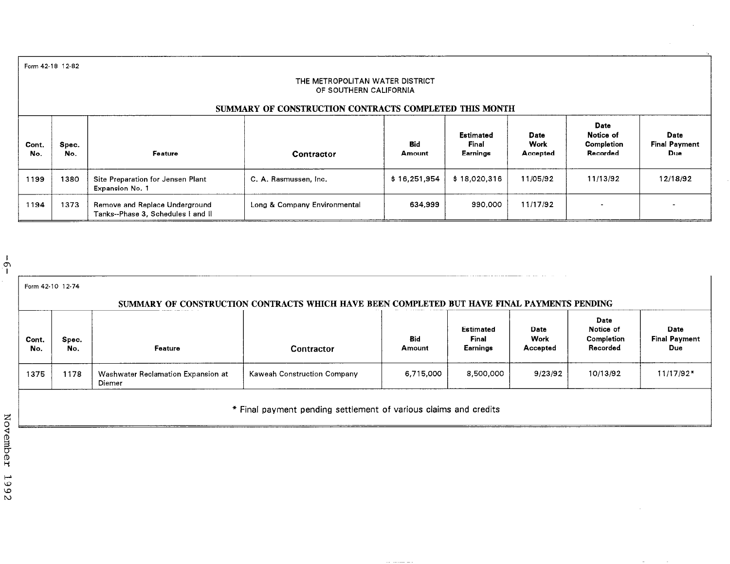Form 42-18 12-82

THE METROPOLITAN WATER DISTRICT
OF SOUTHERN CALIFORNIA

## SUMMARY OF CONSTRUCTION CONTRACTS COMPLETED THIS MONTH

| Cont. No. | Spec. No. | Feature | Contractor | Bid Amount | Estimated Final Earnings | Date Work Accepted | Date Notice of Completion Recorded | Date Final Payment Due |
|---|---|---|---|---|---|---|---|---|
| 1199 | 1380 | Site Preparation for Jensen Plant Expansion No. 1 | C. A. Rasmussen, Inc. | $ 16,251,954 | $ 18,020,316 | 11/05/92 | 11/13/92 | 12/18/92 |
| 1194 | 1373 | Remove and Replace Underground Tanks--Phase 3, Schedules I and II | Long & Company Environmental | 634,999 | 990,000 | 11/17/92 | - | - |

Form 42-10 12-74

## SUMMARY OF CONSTRUCTION CONTRACTS WHICH HAVE BEEN COMPLETED BUT HAVE FINAL PAYMENTS PENDING

| Cont. No. | Spec. No. | Feature | Contractor | Bid Amount | Estimated Final Earnings | Date Work Accepted | Date Notice of Completion Recorded | Date Final Payment Due |
|---|---|---|---|---|---|---|---|---|
| 1375 | 1178 | Washwater Reclamation Expansion at Diemer | Kaweah Construction Company | 6,715,000 | 8,500,000 | 9/23/92 | 10/13/92 | 11/17/92* |

\* Final payment pending settlement of various claims and credits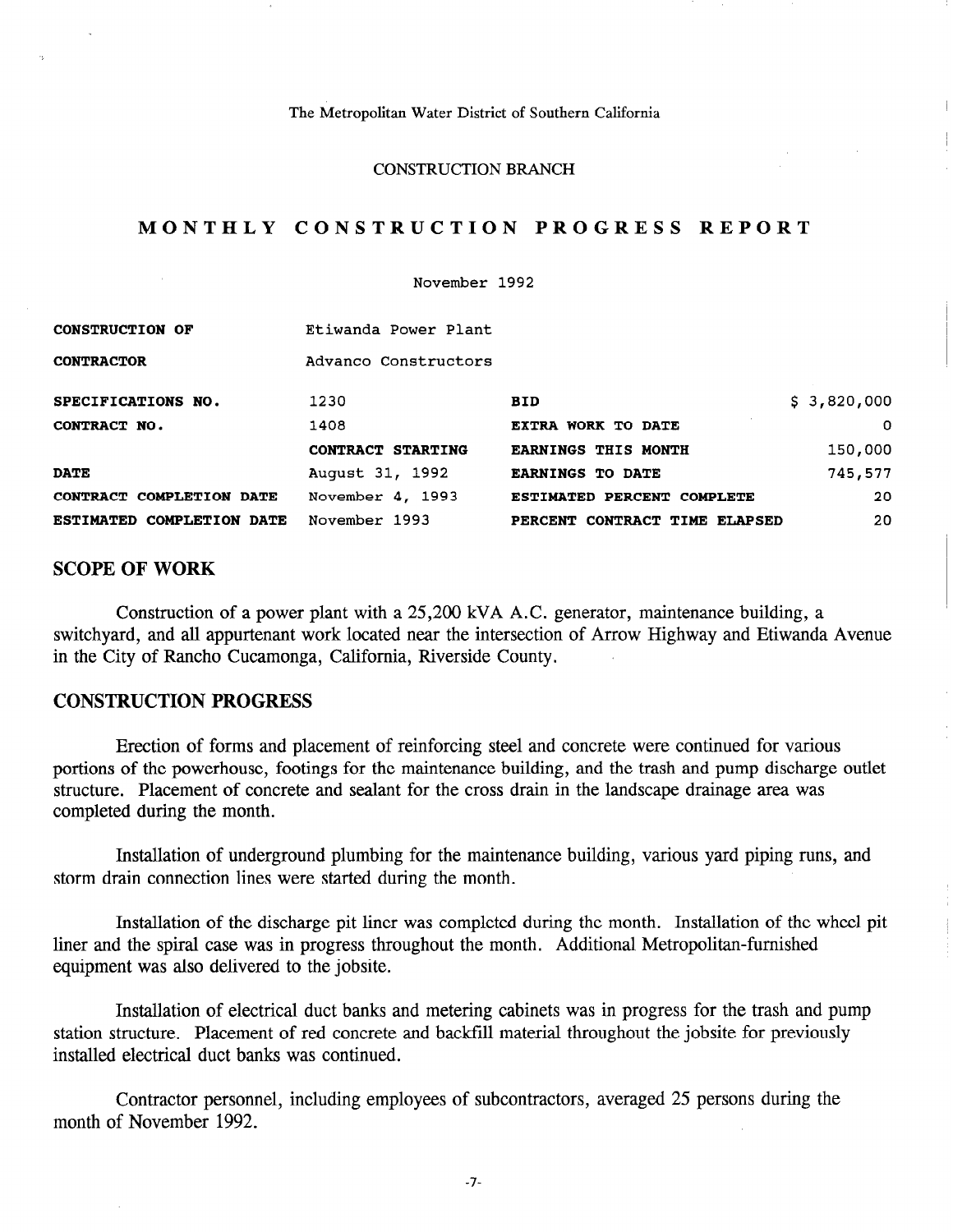The Metropolitan Water District of Southern California

CONSTRUCTION BRANCH

# MONTHLY CONSTRUCTION PROGRESS REPORT

November 1992

| | | | |
|---|---|---|---|
| **CONSTRUCTION OF** | Etiwanda Power Plant | | |
| **CONTRACTOR** | Advanco Constructors | | |
| **SPECIFICATIONS NO.** | 1230 | **BID** | $ 3,820,000 |
| **CONTRACT NO.** | 1408 | **EXTRA WORK TO DATE** | 0 |
| | **CONTRACT STARTING** | **EARNINGS THIS MONTH** | 150,000 |
| **DATE** | August 31, 1992 | **EARNINGS TO DATE** | 745,577 |
| **CONTRACT COMPLETION DATE** | November 4, 1993 | **ESTIMATED PERCENT COMPLETE** | 20 |
| **ESTIMATED COMPLETION DATE** | November 1993 | **PERCENT CONTRACT TIME ELAPSED** | 20 |

## SCOPE OF WORK

Construction of a power plant with a 25,200 kVA A.C. generator, maintenance building, a switchyard, and all appurtenant work located near the intersection of Arrow Highway and Etiwanda Avenue in the City of Rancho Cucamonga, California, Riverside County.

## CONSTRUCTION PROGRESS

Erection of forms and placement of reinforcing steel and concrete were continued for various portions of the powerhouse, footings for the maintenance building, and the trash and pump discharge outlet structure. Placement of concrete and sealant for the cross drain in the landscape drainage area was completed during the month.

Installation of underground plumbing for the maintenance building, various yard piping runs, and storm drain connection lines were started during the month.

Installation of the discharge pit liner was completed during the month. Installation of the wheel pit liner and the spiral case was in progress throughout the month. Additional Metropolitan-furnished equipment was also delivered to the jobsite.

Installation of electrical duct banks and metering cabinets was in progress for the trash and pump station structure. Placement of red concrete and backfill material throughout the jobsite for previously installed electrical duct banks was continued.

Contractor personnel, including employees of subcontractors, averaged 25 persons during the month of November 1992.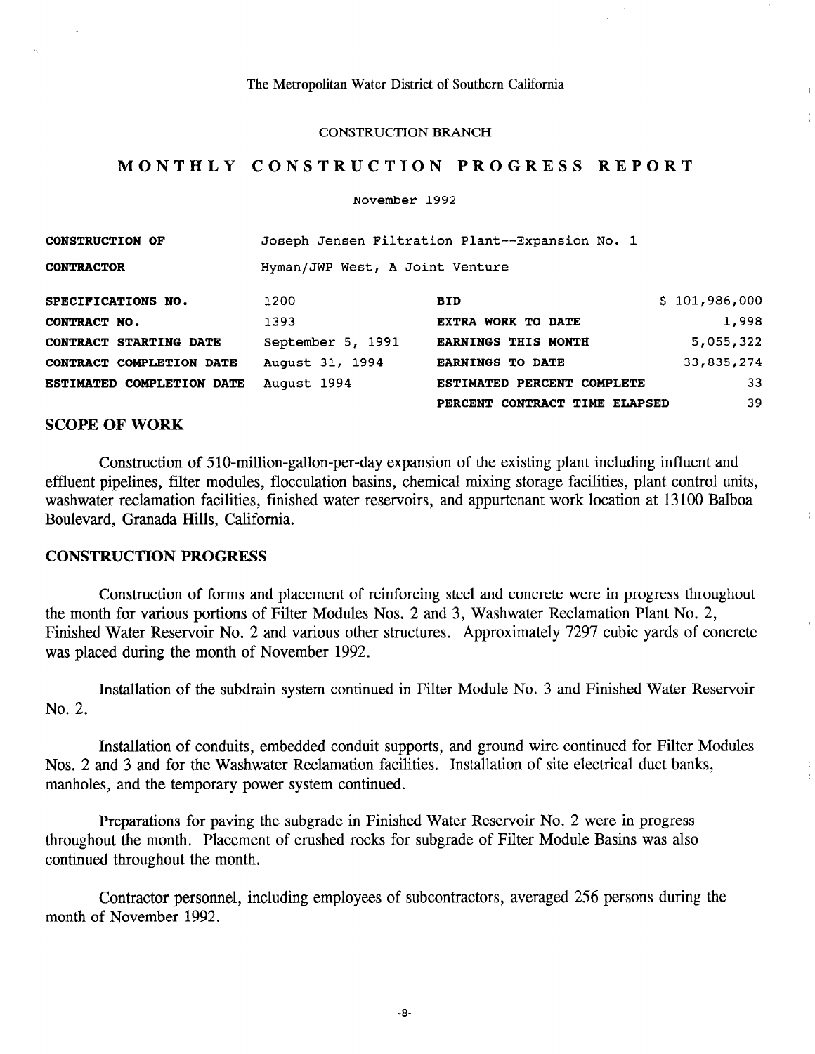The Metropolitan Water District of Southern California

CONSTRUCTION BRANCH

# MONTHLY CONSTRUCTION PROGRESS REPORT

November 1992

| | | | |
|---|---|---|---|
| **CONSTRUCTION OF** | Joseph Jensen Filtration Plant--Expansion No. 1 | | |
| **CONTRACTOR** | Hyman/JWP West, A Joint Venture | | |
| **SPECIFICATIONS NO.** | 1200 | **BID** | $ 101,986,000 |
| **CONTRACT NO.** | 1393 | **EXTRA WORK TO DATE** | 1,998 |
| **CONTRACT STARTING DATE** | September 5, 1991 | **EARNINGS THIS MONTH** | 5,055,322 |
| **CONTRACT COMPLETION DATE** | August 31, 1994 | **EARNINGS TO DATE** | 33,835,274 |
| **ESTIMATED COMPLETION DATE** | August 1994 | **ESTIMATED PERCENT COMPLETE** | 33 |
| | | **PERCENT CONTRACT TIME ELAPSED** | 39 |

## SCOPE OF WORK

Construction of 510-million-gallon-per-day expansion of the existing plant including influent and effluent pipelines, filter modules, flocculation basins, chemical mixing storage facilities, plant control units, washwater reclamation facilities, finished water reservoirs, and appurtenant work location at 13100 Balboa Boulevard, Granada Hills, California.

## CONSTRUCTION PROGRESS

Construction of forms and placement of reinforcing steel and concrete were in progress throughout the month for various portions of Filter Modules Nos. 2 and 3, Washwater Reclamation Plant No. 2, Finished Water Reservoir No. 2 and various other structures. Approximately 7297 cubic yards of concrete was placed during the month of November 1992.

Installation of the subdrain system continued in Filter Module No. 3 and Finished Water Reservoir No. 2.

Installation of conduits, embedded conduit supports, and ground wire continued for Filter Modules Nos. 2 and 3 and for the Washwater Reclamation facilities. Installation of site electrical duct banks, manholes, and the temporary power system continued.

Preparations for paving the subgrade in Finished Water Reservoir No. 2 were in progress throughout the month. Placement of crushed rocks for subgrade of Filter Module Basins was also continued throughout the month.

Contractor personnel, including employees of subcontractors, averaged 256 persons during the month of November 1992.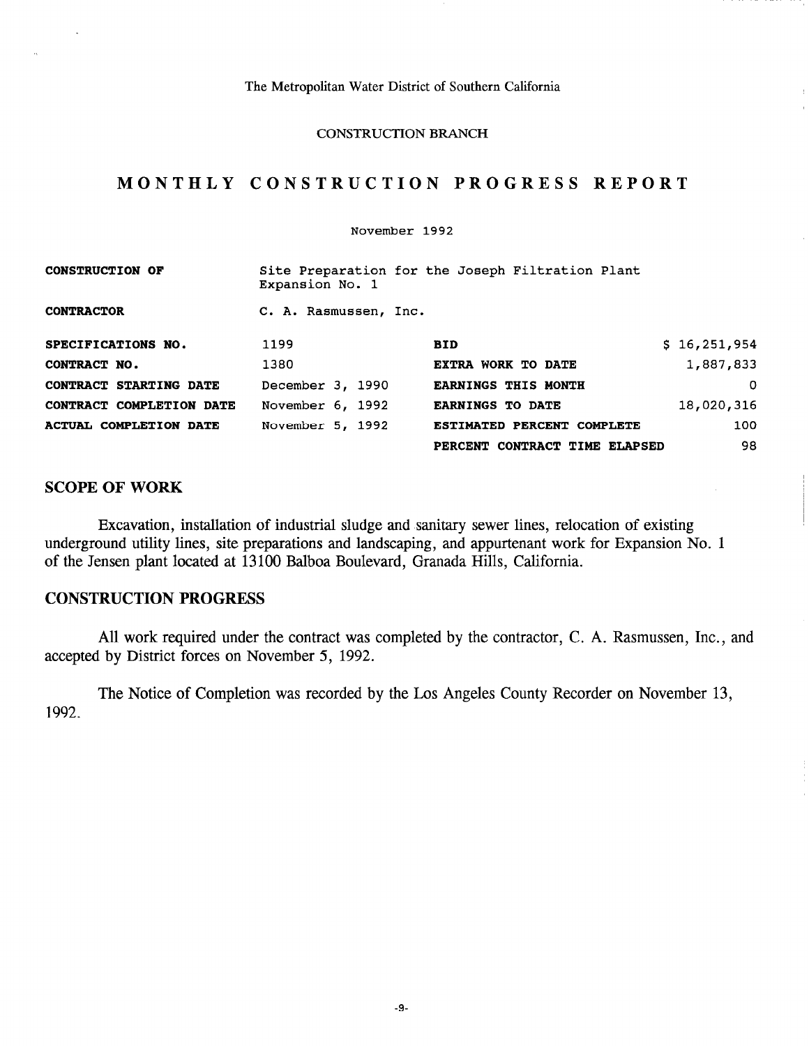The Metropolitan Water District of Southern California

CONSTRUCTION BRANCH

# MONTHLY CONSTRUCTION PROGRESS REPORT

November 1992

| | | | |
|---|---|---|---|
| **CONSTRUCTION OF** | Site Preparation for the Joseph Filtration Plant Expansion No. 1 | | |
| **CONTRACTOR** | C. A. Rasmussen, Inc. | | |
| **SPECIFICATIONS NO.** | 1199 | **BID** | $ 16,251,954 |
| **CONTRACT NO.** | 1380 | **EXTRA WORK TO DATE** | 1,887,833 |
| **CONTRACT STARTING DATE** | December 3, 1990 | **EARNINGS THIS MONTH** | 0 |
| **CONTRACT COMPLETION DATE** | November 6, 1992 | **EARNINGS TO DATE** | 18,020,316 |
| **ACTUAL COMPLETION DATE** | November 5, 1992 | **ESTIMATED PERCENT COMPLETE** | 100 |
| | | **PERCENT CONTRACT TIME ELAPSED** | 98 |

## SCOPE OF WORK

Excavation, installation of industrial sludge and sanitary sewer lines, relocation of existing underground utility lines, site preparations and landscaping, and appurtenant work for Expansion No. 1 of the Jensen plant located at 13100 Balboa Boulevard, Granada Hills, California.

## CONSTRUCTION PROGRESS

All work required under the contract was completed by the contractor, C. A. Rasmussen, Inc., and accepted by District forces on November 5, 1992.

The Notice of Completion was recorded by the Los Angeles County Recorder on November 13, 1992.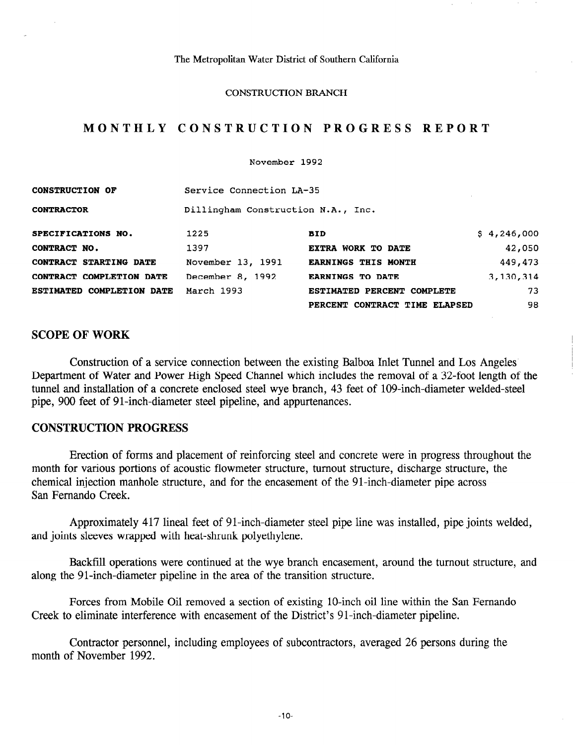The Metropolitan Water District of Southern California

CONSTRUCTION BRANCH

# MONTHLY CONSTRUCTION PROGRESS REPORT

November 1992

| | | | |
|---|---|---|---|
| **CONSTRUCTION OF** | Service Connection LA-35 | | |
| **CONTRACTOR** | Dillingham Construction N.A., Inc. | | |
| **SPECIFICATIONS NO.** | 1225 | **BID** | $ 4,246,000 |
| **CONTRACT NO.** | 1397 | **EXTRA WORK TO DATE** | 42,050 |
| **CONTRACT STARTING DATE** | November 13, 1991 | **EARNINGS THIS MONTH** | 449,473 |
| **CONTRACT COMPLETION DATE** | December 8, 1992 | **EARNINGS TO DATE** | 3,130,314 |
| **ESTIMATED COMPLETION DATE** | March 1993 | **ESTIMATED PERCENT COMPLETE** | 73 |
| | | **PERCENT CONTRACT TIME ELAPSED** | 98 |

## SCOPE OF WORK

Construction of a service connection between the existing Balboa Inlet Tunnel and Los Angeles Department of Water and Power High Speed Channel which includes the removal of a 32-foot length of the tunnel and installation of a concrete enclosed steel wye branch, 43 feet of 109-inch-diameter welded-steel pipe, 900 feet of 91-inch-diameter steel pipeline, and appurtenances.

## CONSTRUCTION PROGRESS

Erection of forms and placement of reinforcing steel and concrete were in progress throughout the month for various portions of acoustic flowmeter structure, turnout structure, discharge structure, the chemical injection manhole structure, and for the encasement of the 91-inch-diameter pipe across San Fernando Creek.

Approximately 417 lineal feet of 91-inch-diameter steel pipe line was installed, pipe joints welded, and joints sleeves wrapped with heat-shrunk polyethylene.

Backfill operations were continued at the wye branch encasement, around the turnout structure, and along the 91-inch-diameter pipeline in the area of the transition structure.

Forces from Mobile Oil removed a section of existing 10-inch oil line within the San Fernando Creek to eliminate interference with encasement of the District's 91-inch-diameter pipeline.

Contractor personnel, including employees of subcontractors, averaged 26 persons during the month of November 1992.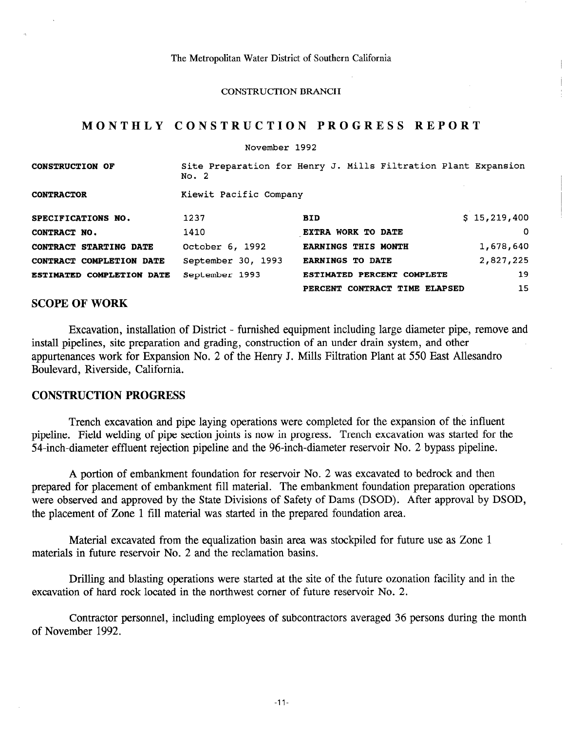The Metropolitan Water District of Southern California

CONSTRUCTION BRANCH

# MONTHLY CONSTRUCTION PROGRESS REPORT

November 1992

| | | | |
|---|---|---|---|
| **CONSTRUCTION OF** | Site Preparation for Henry J. Mills Filtration Plant Expansion No. 2 | | |
| **CONTRACTOR** | Kiewit Pacific Company | | |
| **SPECIFICATIONS NO.** | 1237 | **BID** | $ 15,219,400 |
| **CONTRACT NO.** | 1410 | **EXTRA WORK TO DATE** | 0 |
| **CONTRACT STARTING DATE** | October 6, 1992 | **EARNINGS THIS MONTH** | 1,678,640 |
| **CONTRACT COMPLETION DATE** | September 30, 1993 | **EARNINGS TO DATE** | 2,827,225 |
| **ESTIMATED COMPLETION DATE** | September 1993 | **ESTIMATED PERCENT COMPLETE** | 19 |
| | | **PERCENT CONTRACT TIME ELAPSED** | 15 |

## SCOPE OF WORK

Excavation, installation of District - furnished equipment including large diameter pipe, remove and install pipelines, site preparation and grading, construction of an under drain system, and other appurtenances work for Expansion No. 2 of the Henry J. Mills Filtration Plant at 550 East Allesandro Boulevard, Riverside, California.

## CONSTRUCTION PROGRESS

Trench excavation and pipe laying operations were completed for the expansion of the influent pipeline. Field welding of pipe section joints is now in progress. Trench excavation was started for the 54-inch-diameter effluent rejection pipeline and the 96-inch-diameter reservoir No. 2 bypass pipeline.

A portion of embankment foundation for reservoir No. 2 was excavated to bedrock and then prepared for placement of embankment fill material. The embankment foundation preparation operations were observed and approved by the State Divisions of Safety of Dams (DSOD). After approval by DSOD, the placement of Zone 1 fill material was started in the prepared foundation area.

Material excavated from the equalization basin area was stockpiled for future use as Zone 1 materials in future reservoir No. 2 and the reclamation basins.

Drilling and blasting operations were started at the site of the future ozonation facility and in the excavation of hard rock located in the northwest corner of future reservoir No. 2.

Contractor personnel, including employees of subcontractors averaged 36 persons during the month of November 1992.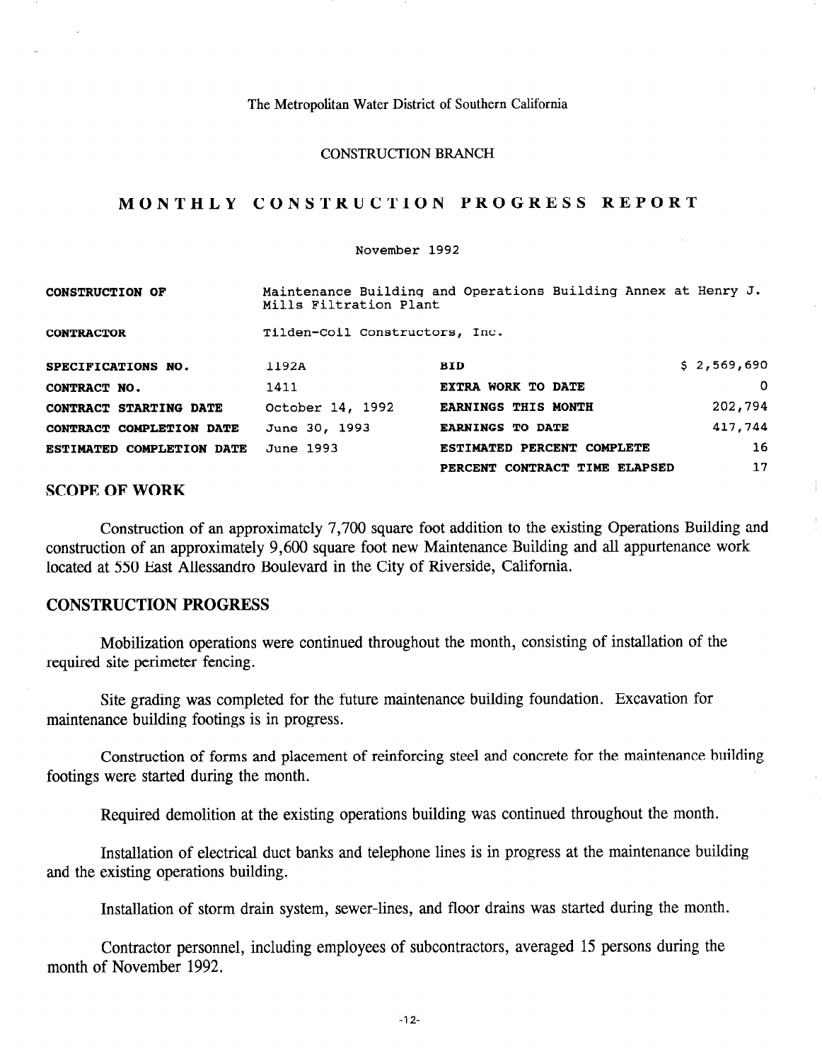The Metropolitan Water District of Southern California

CONSTRUCTION BRANCH

# MONTHLY CONSTRUCTION PROGRESS REPORT

November 1992

| | | | |
|---|---|---|---|
| **CONSTRUCTION OF** | Maintenance Building and Operations Building Annex at Henry J. Mills Filtration Plant | | |
| **CONTRACTOR** | Tilden-Coil Constructors, Inc. | | |
| **SPECIFICATIONS NO.** | 1192A | **BID** | $ 2,569,690 |
| **CONTRACT NO.** | 1411 | **EXTRA WORK TO DATE** | 0 |
| **CONTRACT STARTING DATE** | October 14, 1992 | **EARNINGS THIS MONTH** | 202,794 |
| **CONTRACT COMPLETION DATE** | June 30, 1993 | **EARNINGS TO DATE** | 417,744 |
| **ESTIMATED COMPLETION DATE** | June 1993 | **ESTIMATED PERCENT COMPLETE** | 16 |
| | | **PERCENT CONTRACT TIME ELAPSED** | 17 |

## SCOPE OF WORK

Construction of an approximately 7,700 square foot addition to the existing Operations Building and construction of an approximately 9,600 square foot new Maintenance Building and all appurtenance work located at 550 East Allessandro Boulevard in the City of Riverside, California.

## CONSTRUCTION PROGRESS

Mobilization operations were continued throughout the month, consisting of installation of the required site perimeter fencing.

Site grading was completed for the future maintenance building foundation. Excavation for maintenance building footings is in progress.

Construction of forms and placement of reinforcing steel and concrete for the maintenance building footings were started during the month.

Required demolition at the existing operations building was continued throughout the month.

Installation of electrical duct banks and telephone lines is in progress at the maintenance building and the existing operations building.

Installation of storm drain system, sewer-lines, and floor drains was started during the month.

Contractor personnel, including employees of subcontractors, averaged 15 persons during the month of November 1992.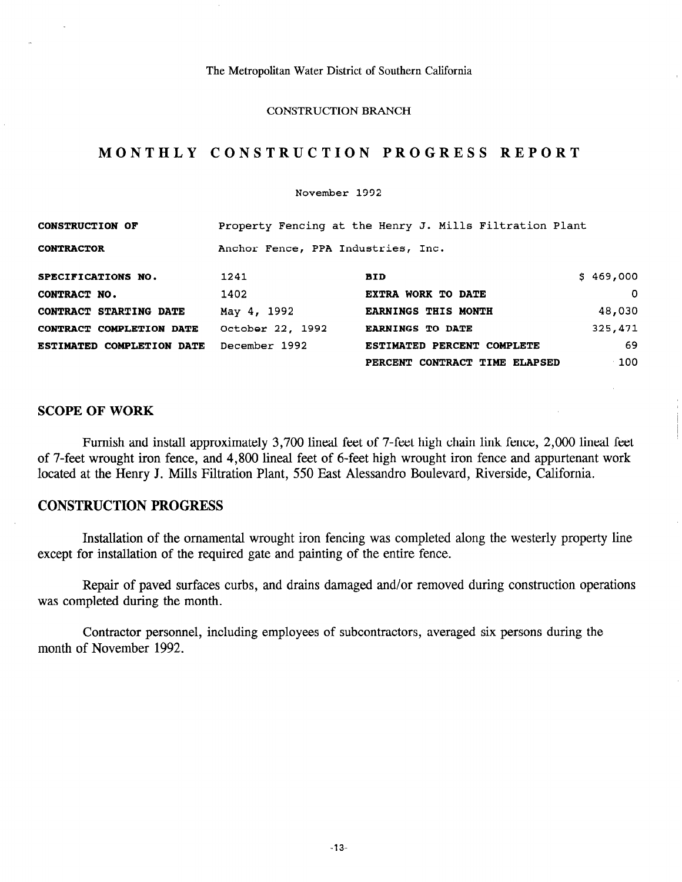The Metropolitan Water District of Southern California

CONSTRUCTION BRANCH

# MONTHLY CONSTRUCTION PROGRESS REPORT

November 1992

| | | | |
|---|---|---|---|
| **CONSTRUCTION OF** | Property Fencing at the Henry J. Mills Filtration Plant | | |
| **CONTRACTOR** | Anchor Fence, PPA Industries, Inc. | | |
| **SPECIFICATIONS NO.** | 1241 | **BID** | $ 469,000 |
| **CONTRACT NO.** | 1402 | **EXTRA WORK TO DATE** | 0 |
| **CONTRACT STARTING DATE** | May 4, 1992 | **EARNINGS THIS MONTH** | 48,030 |
| **CONTRACT COMPLETION DATE** | October 22, 1992 | **EARNINGS TO DATE** | 325,471 |
| **ESTIMATED COMPLETION DATE** | December 1992 | **ESTIMATED PERCENT COMPLETE** | 69 |
| | | **PERCENT CONTRACT TIME ELAPSED** | 100 |

## SCOPE OF WORK

Furnish and install approximately 3,700 lineal feet of 7-feet high chain link fence, 2,000 lineal feet of 7-feet wrought iron fence, and 4,800 lineal feet of 6-feet high wrought iron fence and appurtenant work located at the Henry J. Mills Filtration Plant, 550 East Alessandro Boulevard, Riverside, California.

## CONSTRUCTION PROGRESS

Installation of the ornamental wrought iron fencing was completed along the westerly property line except for installation of the required gate and painting of the entire fence.

Repair of paved surfaces curbs, and drains damaged and/or removed during construction operations was completed during the month.

Contractor personnel, including employees of subcontractors, averaged six persons during the month of November 1992.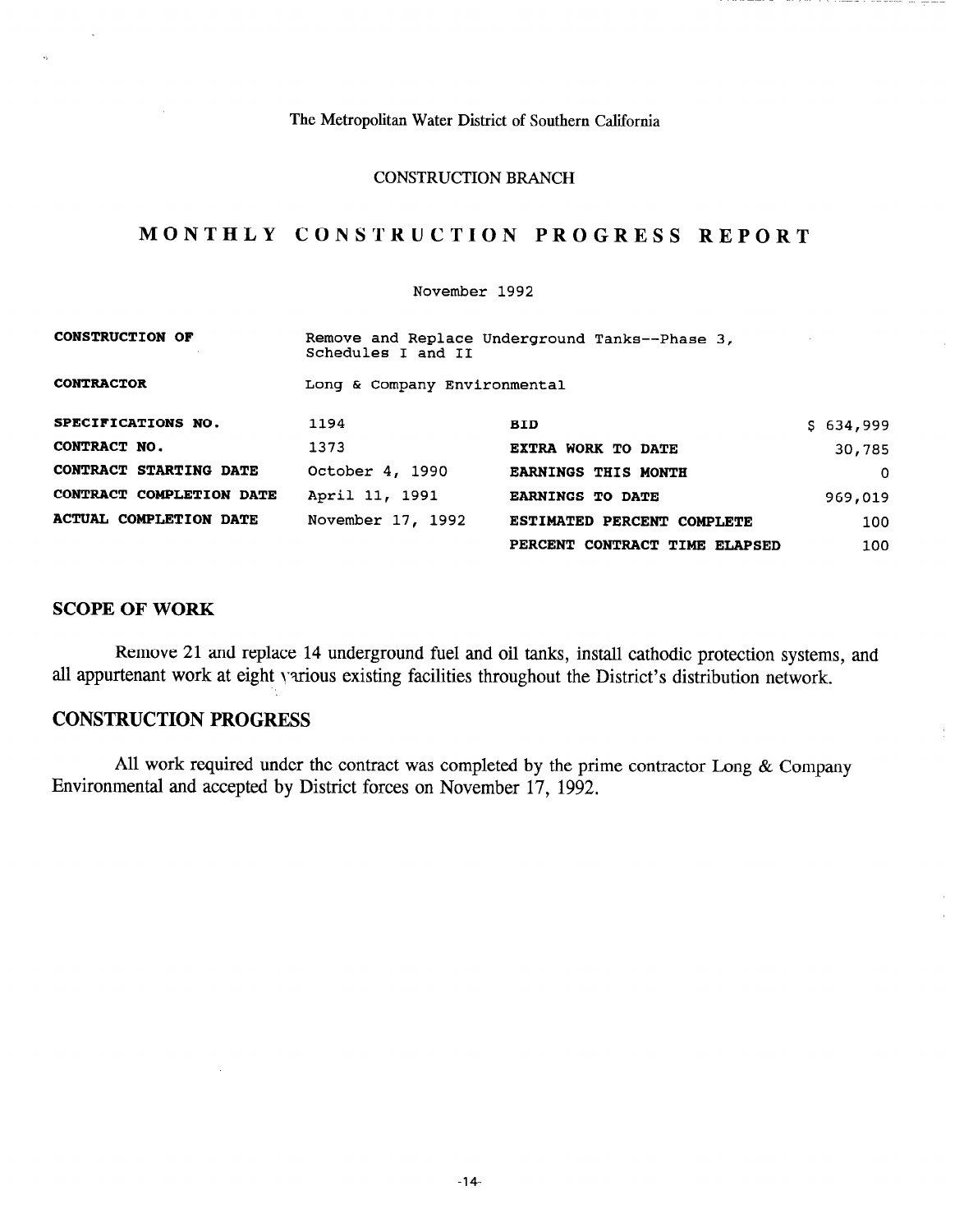The Metropolitan Water District of Southern California

CONSTRUCTION BRANCH

# MONTHLY CONSTRUCTION PROGRESS REPORT

November 1992

| | | | |
|---|---|---|---|
| **CONSTRUCTION OF** | Remove and Replace Underground Tanks--Phase 3, Schedules I and II | | |
| **CONTRACTOR** | Long & Company Environmental | | |
| **SPECIFICATIONS NO.** | 1194 | **BID** | $ 634,999 |
| **CONTRACT NO.** | 1373 | **EXTRA WORK TO DATE** | 30,785 |
| **CONTRACT STARTING DATE** | October 4, 1990 | **EARNINGS THIS MONTH** | 0 |
| **CONTRACT COMPLETION DATE** | April 11, 1991 | **EARNINGS TO DATE** | 969,019 |
| **ACTUAL COMPLETION DATE** | November 17, 1992 | **ESTIMATED PERCENT COMPLETE** | 100 |
| | | **PERCENT CONTRACT TIME ELAPSED** | 100 |

## SCOPE OF WORK

Remove 21 and replace 14 underground fuel and oil tanks, install cathodic protection systems, and all appurtenant work at eight various existing facilities throughout the District's distribution network.

## CONSTRUCTION PROGRESS

All work required under the contract was completed by the prime contractor Long & Company Environmental and accepted by District forces on November 17, 1992.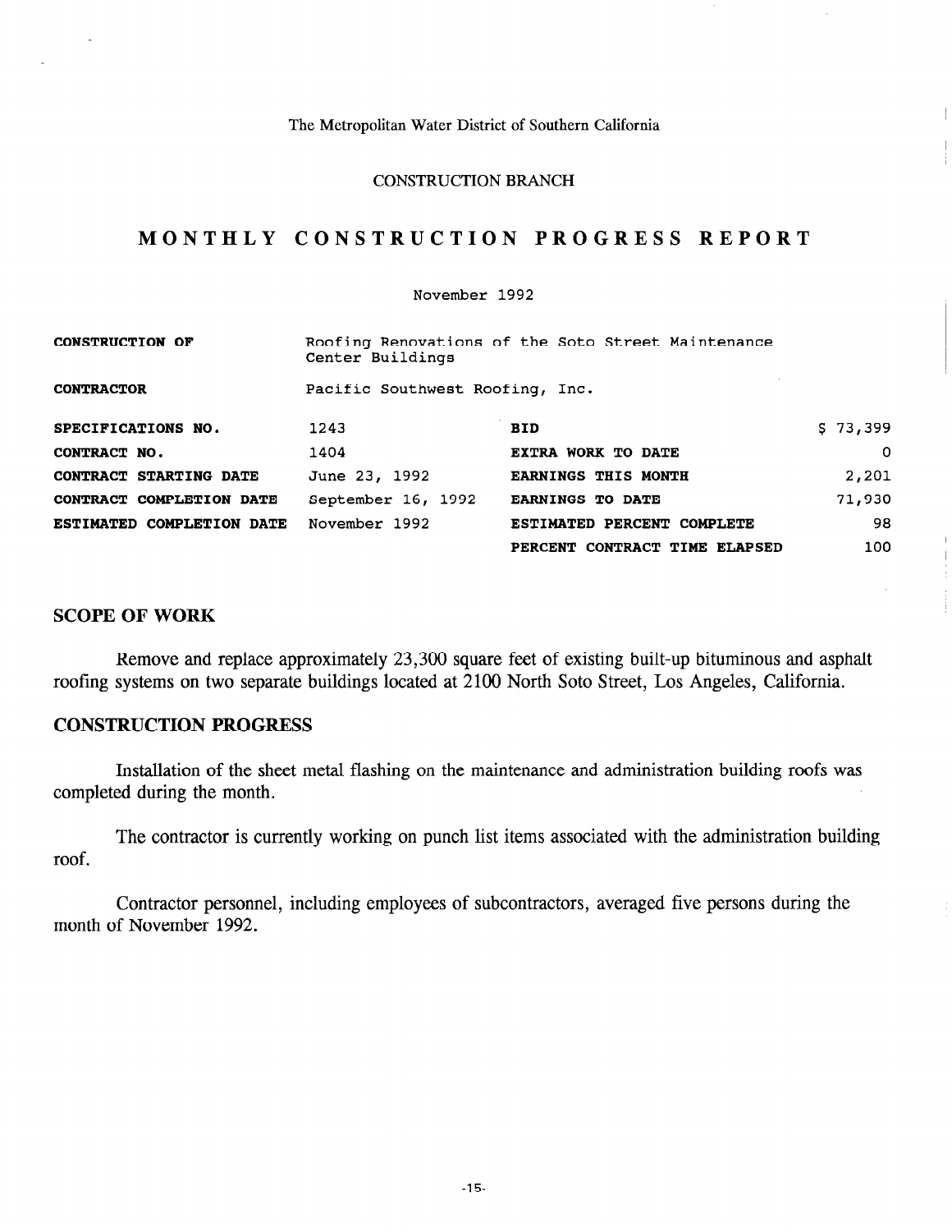The Metropolitan Water District of Southern California

CONSTRUCTION BRANCH

# MONTHLY CONSTRUCTION PROGRESS REPORT

November 1992

| | | | |
|---|---|---|---|
| **CONSTRUCTION OF** | Roofing Renovations of the Soto Street Maintenance Center Buildings | | |
| **CONTRACTOR** | Pacific Southwest Roofing, Inc. | | |
| **SPECIFICATIONS NO.** | 1243 | **BID** | $ 73,399 |
| **CONTRACT NO.** | 1404 | **EXTRA WORK TO DATE** | 0 |
| **CONTRACT STARTING DATE** | June 23, 1992 | **EARNINGS THIS MONTH** | 2,201 |
| **CONTRACT COMPLETION DATE** | September 16, 1992 | **EARNINGS TO DATE** | 71,930 |
| **ESTIMATED COMPLETION DATE** | November 1992 | **ESTIMATED PERCENT COMPLETE** | 98 |
| | | **PERCENT CONTRACT TIME ELAPSED** | 100 |

## SCOPE OF WORK

Remove and replace approximately 23,300 square feet of existing built-up bituminous and asphalt roofing systems on two separate buildings located at 2100 North Soto Street, Los Angeles, California.

## CONSTRUCTION PROGRESS

Installation of the sheet metal flashing on the maintenance and administration building roofs was completed during the month.

The contractor is currently working on punch list items associated with the administration building roof.

Contractor personnel, including employees of subcontractors, averaged five persons during the month of November 1992.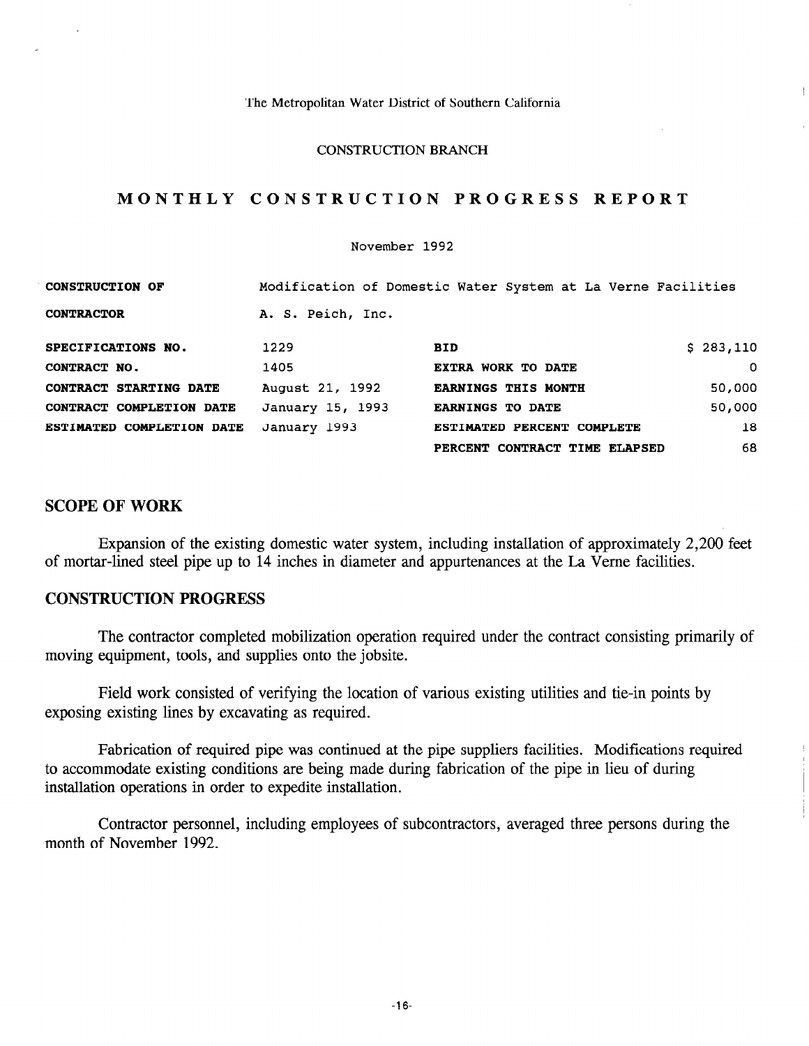The Metropolitan Water District of Southern California

CONSTRUCTION BRANCH

# MONTHLY CONSTRUCTION PROGRESS REPORT

November 1992

| | | | |
|---|---|---|---|
| **CONSTRUCTION OF** | Modification of Domestic Water System at La Verne Facilities | | |
| **CONTRACTOR** | A. S. Peich, Inc. | | |
| **SPECIFICATIONS NO.** | 1229 | **BID** | $ 283,110 |
| **CONTRACT NO.** | 1405 | **EXTRA WORK TO DATE** | 0 |
| **CONTRACT STARTING DATE** | August 21, 1992 | **EARNINGS THIS MONTH** | 50,000 |
| **CONTRACT COMPLETION DATE** | January 15, 1993 | **EARNINGS TO DATE** | 50,000 |
| **ESTIMATED COMPLETION DATE** | January 1993 | **ESTIMATED PERCENT COMPLETE** | 18 |
| | | **PERCENT CONTRACT TIME ELAPSED** | 68 |

## SCOPE OF WORK

Expansion of the existing domestic water system, including installation of approximately 2,200 feet of mortar-lined steel pipe up to 14 inches in diameter and appurtenances at the La Verne facilities.

## CONSTRUCTION PROGRESS

The contractor completed mobilization operation required under the contract consisting primarily of moving equipment, tools, and supplies onto the jobsite.

Field work consisted of verifying the location of various existing utilities and tie-in points by exposing existing lines by excavating as required.

Fabrication of required pipe was continued at the pipe suppliers facilities. Modifications required to accommodate existing conditions are being made during fabrication of the pipe in lieu of during installation operations in order to expedite installation.

Contractor personnel, including employees of subcontractors, averaged three persons during the month of November 1992.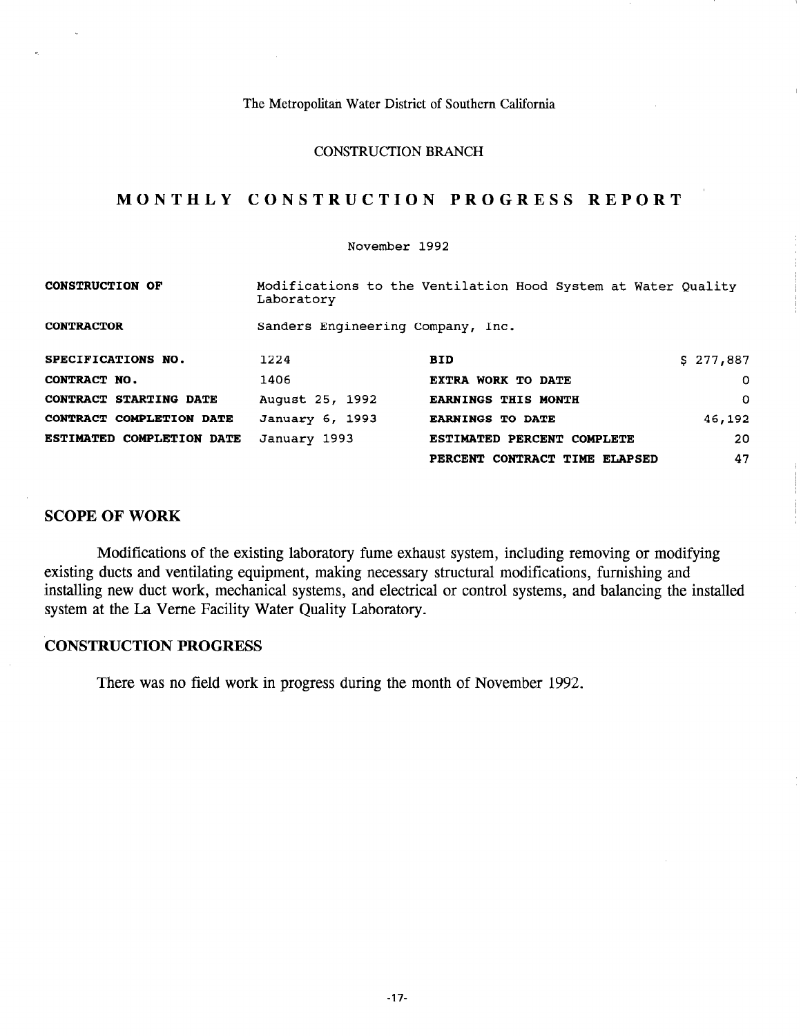The Metropolitan Water District of Southern California

CONSTRUCTION BRANCH

# MONTHLY CONSTRUCTION PROGRESS REPORT

November 1992

| | | | |
|---|---|---|---|
| **CONSTRUCTION OF** | Modifications to the Ventilation Hood System at Water Quality Laboratory | | |
| **CONTRACTOR** | Sanders Engineering Company, Inc. | | |
| **SPECIFICATIONS NO.** | 1224 | **BID** | $ 277,887 |
| **CONTRACT NO.** | 1406 | **EXTRA WORK TO DATE** | 0 |
| **CONTRACT STARTING DATE** | August 25, 1992 | **EARNINGS THIS MONTH** | 0 |
| **CONTRACT COMPLETION DATE** | January 6, 1993 | **EARNINGS TO DATE** | 46,192 |
| **ESTIMATED COMPLETION DATE** | January 1993 | **ESTIMATED PERCENT COMPLETE** | 20 |
| | | **PERCENT CONTRACT TIME ELAPSED** | 47 |

## SCOPE OF WORK

Modifications of the existing laboratory fume exhaust system, including removing or modifying existing ducts and ventilating equipment, making necessary structural modifications, furnishing and installing new duct work, mechanical systems, and electrical or control systems, and balancing the installed system at the La Verne Facility Water Quality Laboratory.

## CONSTRUCTION PROGRESS

There was no field work in progress during the month of November 1992.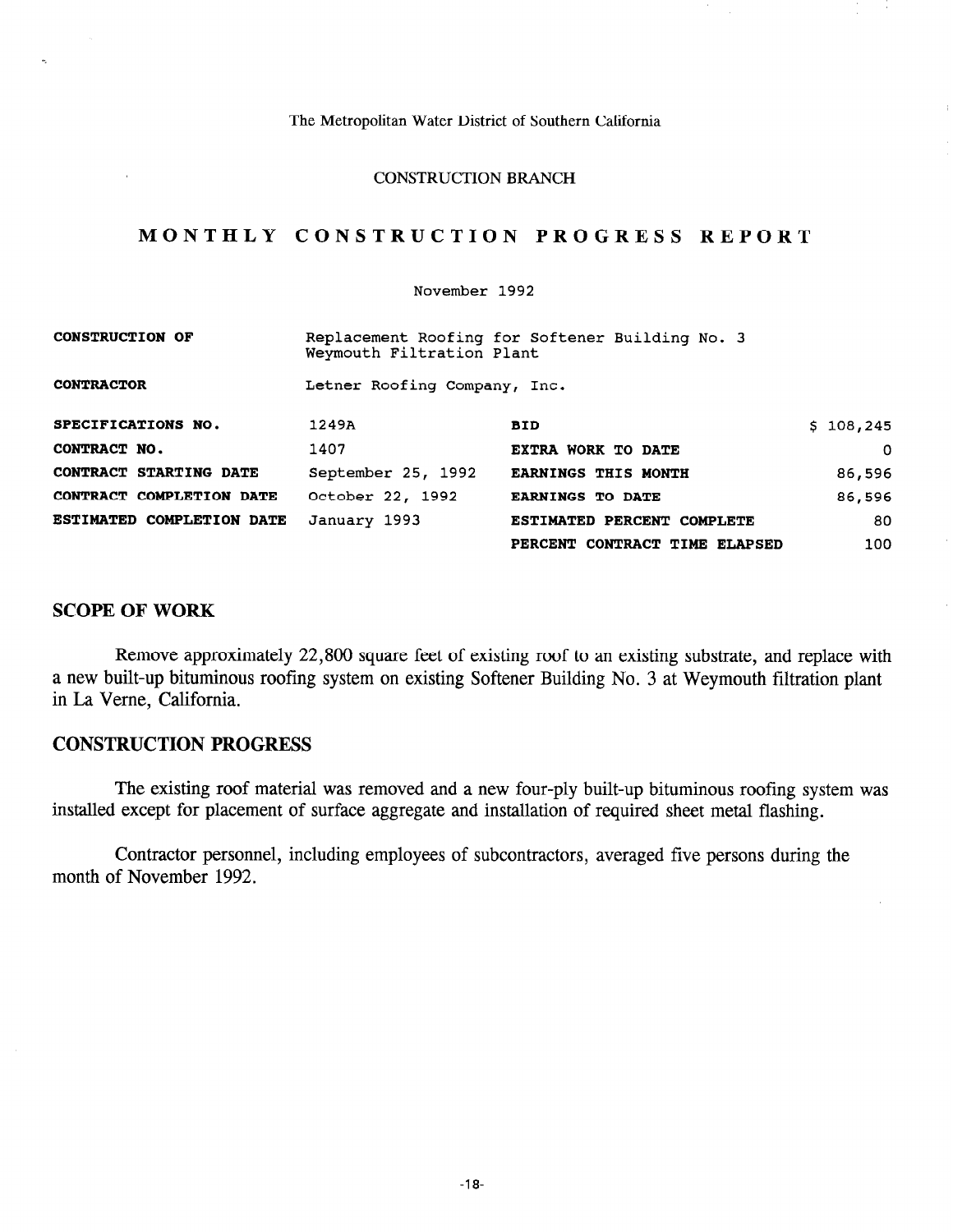The Metropolitan Water District of Southern California

CONSTRUCTION BRANCH

# MONTHLY CONSTRUCTION PROGRESS REPORT

November 1992

| | | | |
|---|---|---|---|
| **CONSTRUCTION OF** | Replacement Roofing for Softener Building No. 3 Weymouth Filtration Plant | | |
| **CONTRACTOR** | Letner Roofing Company, Inc. | | |
| **SPECIFICATIONS NO.** | 1249A | **BID** | $ 108,245 |
| **CONTRACT NO.** | 1407 | **EXTRA WORK TO DATE** | 0 |
| **CONTRACT STARTING DATE** | September 25, 1992 | **EARNINGS THIS MONTH** | 86,596 |
| **CONTRACT COMPLETION DATE** | October 22, 1992 | **EARNINGS TO DATE** | 86,596 |
| **ESTIMATED COMPLETION DATE** | January 1993 | **ESTIMATED PERCENT COMPLETE** | 80 |
| | | **PERCENT CONTRACT TIME ELAPSED** | 100 |

## SCOPE OF WORK

Remove approximately 22,800 square feet of existing roof to an existing substrate, and replace with a new built-up bituminous roofing system on existing Softener Building No. 3 at Weymouth filtration plant in La Verne, California.

## CONSTRUCTION PROGRESS

The existing roof material was removed and a new four-ply built-up bituminous roofing system was installed except for placement of surface aggregate and installation of required sheet metal flashing.

Contractor personnel, including employees of subcontractors, averaged five persons during the month of November 1992.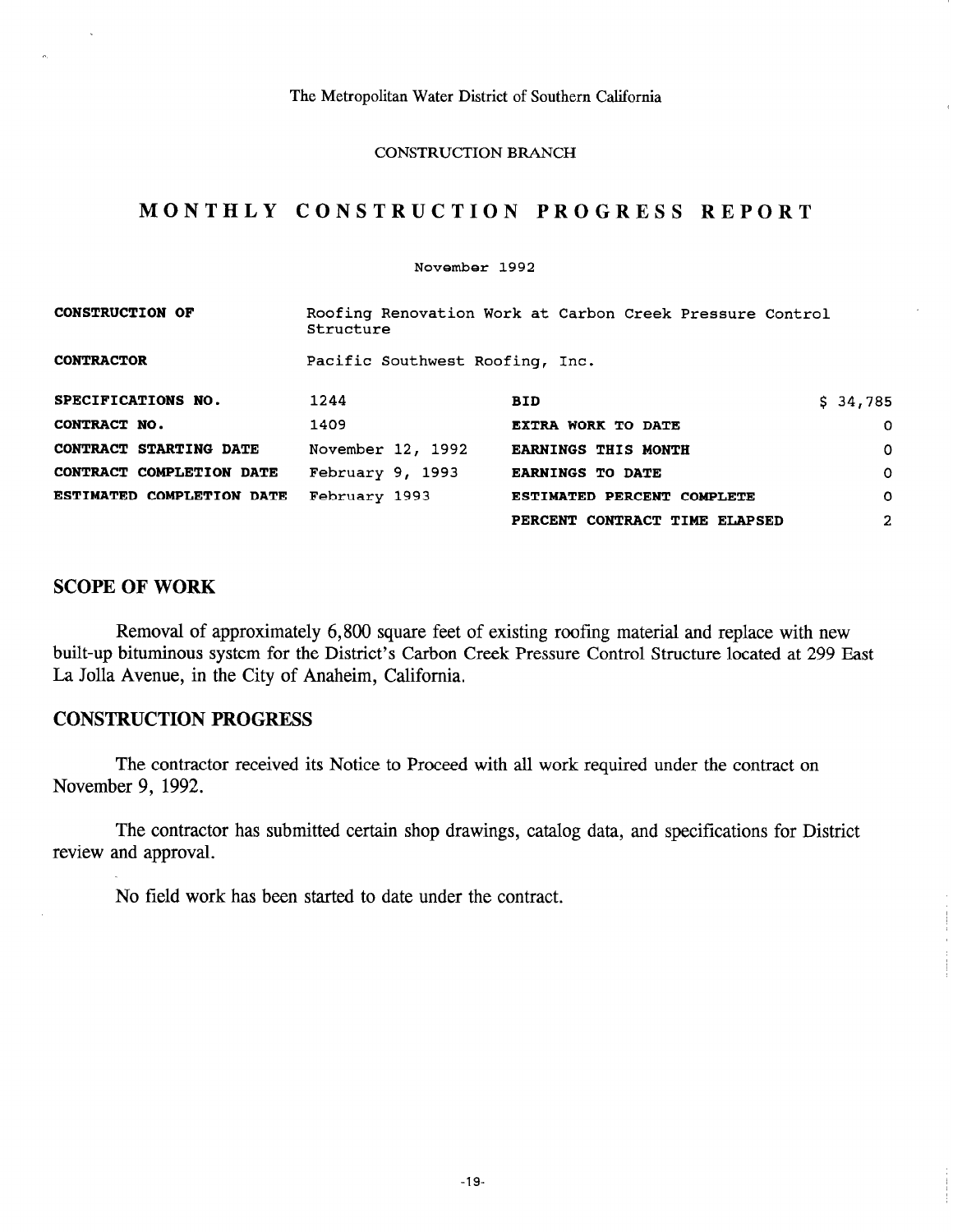The Metropolitan Water District of Southern California

CONSTRUCTION BRANCH

# MONTHLY CONSTRUCTION PROGRESS REPORT

November 1992

| | | | |
|---|---|---|---|
| **CONSTRUCTION OF** | Roofing Renovation Work at Carbon Creek Pressure Control Structure | | |
| **CONTRACTOR** | Pacific Southwest Roofing, Inc. | | |
| **SPECIFICATIONS NO.** | 1244 | **BID** | $ 34,785 |
| **CONTRACT NO.** | 1409 | **EXTRA WORK TO DATE** | 0 |
| **CONTRACT STARTING DATE** | November 12, 1992 | **EARNINGS THIS MONTH** | 0 |
| **CONTRACT COMPLETION DATE** | February 9, 1993 | **EARNINGS TO DATE** | 0 |
| **ESTIMATED COMPLETION DATE** | February 1993 | **ESTIMATED PERCENT COMPLETE** | 0 |
| | | **PERCENT CONTRACT TIME ELAPSED** | 2 |

## SCOPE OF WORK

Removal of approximately 6,800 square feet of existing roofing material and replace with new built-up bituminous system for the District's Carbon Creek Pressure Control Structure located at 299 East La Jolla Avenue, in the City of Anaheim, California.

## CONSTRUCTION PROGRESS

The contractor received its Notice to Proceed with all work required under the contract on November 9, 1992.

The contractor has submitted certain shop drawings, catalog data, and specifications for District review and approval.

No field work has been started to date under the contract.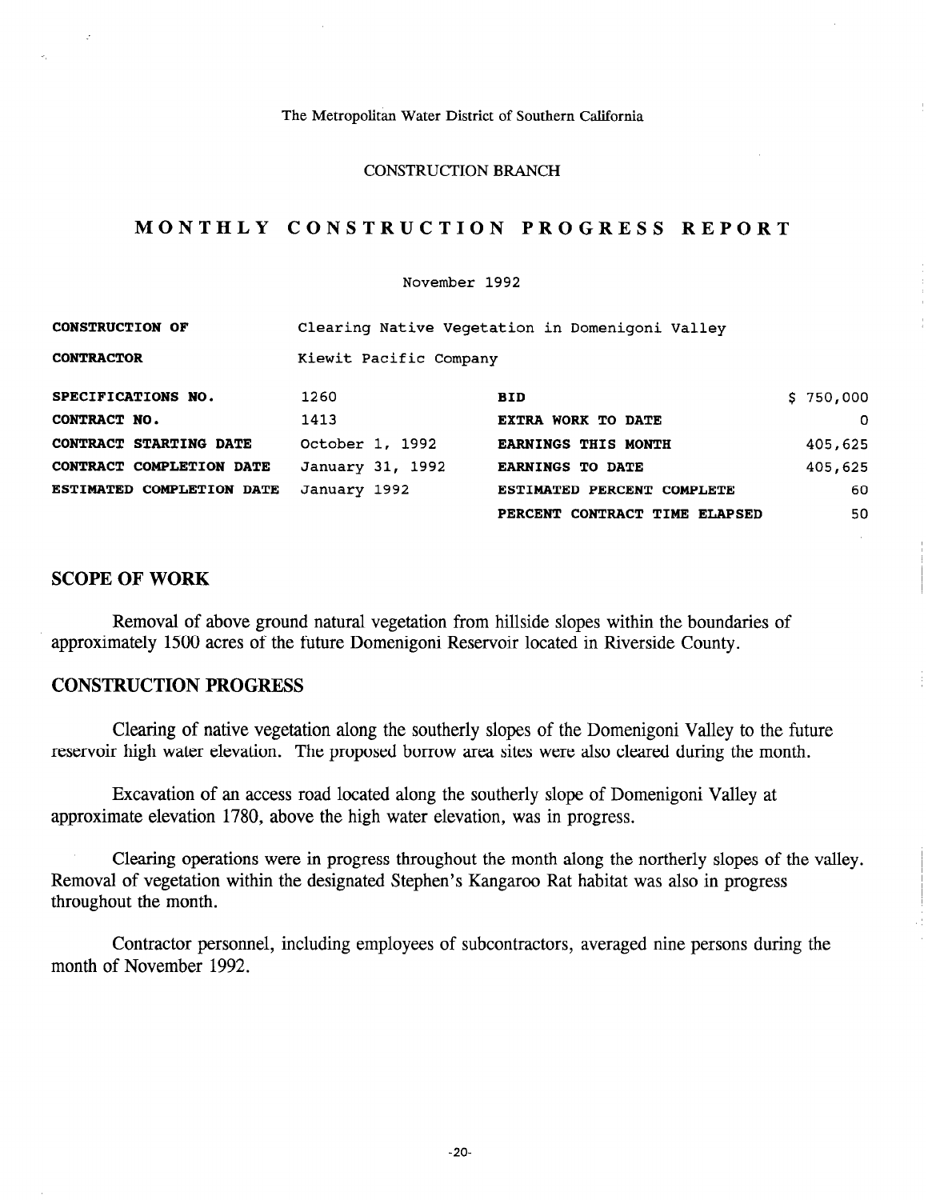The Metropolitan Water District of Southern California

CONSTRUCTION BRANCH

# MONTHLY CONSTRUCTION PROGRESS REPORT

November 1992

| | | | |
|---|---|---|---|
| **CONSTRUCTION OF** | Clearing Native Vegetation in Domenigoni Valley | | |
| **CONTRACTOR** | Kiewit Pacific Company | | |
| **SPECIFICATIONS NO.** | 1260 | **BID** | $ 750,000 |
| **CONTRACT NO.** | 1413 | **EXTRA WORK TO DATE** | 0 |
| **CONTRACT STARTING DATE** | October 1, 1992 | **EARNINGS THIS MONTH** | 405,625 |
| **CONTRACT COMPLETION DATE** | January 31, 1992 | **EARNINGS TO DATE** | 405,625 |
| **ESTIMATED COMPLETION DATE** | January 1992 | **ESTIMATED PERCENT COMPLETE** | 60 |
| | | **PERCENT CONTRACT TIME ELAPSED** | 50 |

## SCOPE OF WORK

Removal of above ground natural vegetation from hillside slopes within the boundaries of approximately 1500 acres of the future Domenigoni Reservoir located in Riverside County.

## CONSTRUCTION PROGRESS

Clearing of native vegetation along the southerly slopes of the Domenigoni Valley to the future reservoir high water elevation. The proposed borrow area sites were also cleared during the month.

Excavation of an access road located along the southerly slope of Domenigoni Valley at approximate elevation 1780, above the high water elevation, was in progress.

Clearing operations were in progress throughout the month along the northerly slopes of the valley. Removal of vegetation within the designated Stephen's Kangaroo Rat habitat was also in progress throughout the month.

Contractor personnel, including employees of subcontractors, averaged nine persons during the month of November 1992.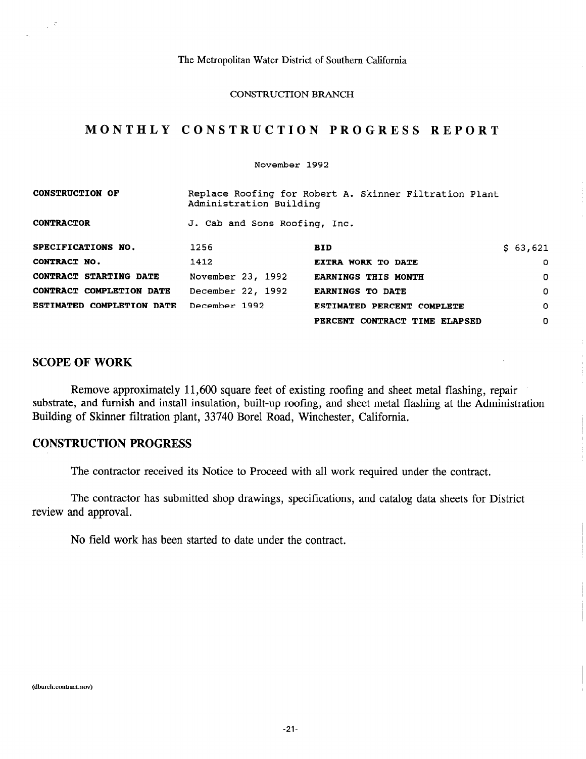The Metropolitan Water District of Southern California

CONSTRUCTION BRANCH

# MONTHLY CONSTRUCTION PROGRESS REPORT

November 1992

| | | | |
|---|---|---|---|
| **CONSTRUCTION OF** | Replace Roofing for Robert A. Skinner Filtration Plant Administration Building | | |
| **CONTRACTOR** | J. Cab and Sons Roofing, Inc. | | |
| **SPECIFICATIONS NO.** | 1256 | **BID** | $ 63,621 |
| **CONTRACT NO.** | 1412 | **EXTRA WORK TO DATE** | 0 |
| **CONTRACT STARTING DATE** | November 23, 1992 | **EARNINGS THIS MONTH** | 0 |
| **CONTRACT COMPLETION DATE** | December 22, 1992 | **EARNINGS TO DATE** | 0 |
| **ESTIMATED COMPLETION DATE** | December 1992 | **ESTIMATED PERCENT COMPLETE** | 0 |
| | | **PERCENT CONTRACT TIME ELAPSED** | 0 |

## SCOPE OF WORK

Remove approximately 11,600 square feet of existing roofing and sheet metal flashing, repair substrate, and furnish and install insulation, built-up roofing, and sheet metal flashing at the Administration Building of Skinner filtration plant, 33740 Borel Road, Winchester, California.

## CONSTRUCTION PROGRESS

The contractor received its Notice to Proceed with all work required under the contract.

The contractor has submitted shop drawings, specifications, and catalog data sheets for District review and approval.

No field work has been started to date under the contract.

(dburch.contract.nov)